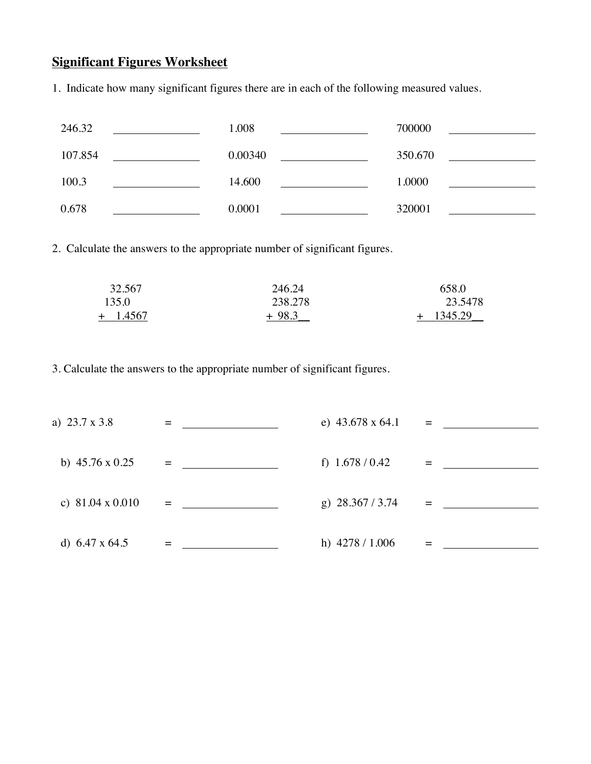## Significant Figures Worksheet

1. Indicate how many significant figures there are in each of the following measured values.

| | | | | | |
|---|---|---|---|---|---|
| 246.32 | ______ | 1.008 | ______ | 700000 | ______ |
| 107.854 | ______ | 0.00340 | ______ | 350.670 | ______ |
| 100.3 | ______ | 14.600 | ______ | 1.0000 | ______ |
| 0.678 | ______ | 0.0001 | ______ | 320001 | ______ |

2. Calculate the answers to the appropriate number of significant figures.

```
   32.567           246.24              658.0
  135.0             238.278              23.5478
+   1.4567        + 98.3__            +  1345.29__
```

3. Calculate the answers to the appropriate number of significant figures.

a) 23.7 x 3.8 = ______

b) 45.76 x 0.25 = ______

c) 81.04 x 0.010 = ______

d) 6.47 x 64.5 = ______

e) 43.678 x 64.1 = ______

f) 1.678 / 0.42 = ______

g) 28.367 / 3.74 = ______

h) 4278 / 1.006 = ______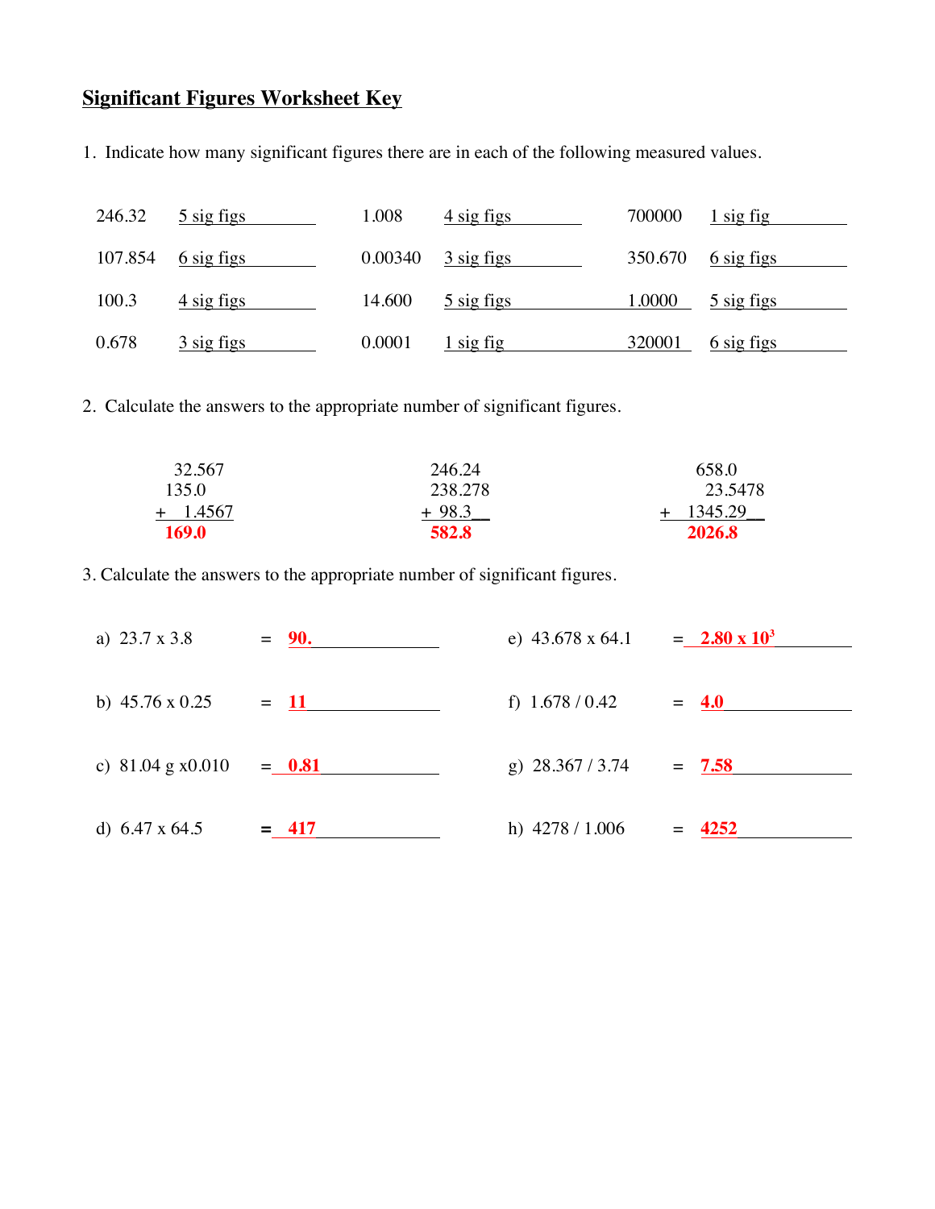# Significant Figures Worksheet Key

1. Indicate how many significant figures there are in each of the following measured values.

| | | | | | |
|---|---|---|---|---|---|
| 246.32 | 5 sig figs | 1.008 | 4 sig figs | 700000 | 1 sig fig |
| 107.854 | 6 sig figs | 0.00340 | 3 sig figs | 350.670 | 6 sig figs |
| 100.3 | 4 sig figs | 14.600 | 5 sig figs | 1.0000 | 5 sig figs |
| 0.678 | 3 sig figs | 0.0001 | 1 sig fig | 320001 | 6 sig figs |

2. Calculate the answers to the appropriate number of significant figures.

```
  32.567          246.24           658.0
 135.0            238.278           23.5478
+  1.4567       + 98.3          + 1345.29
 169.0            582.8           2026.8
```

3. Calculate the answers to the appropriate number of significant figures.

a) 23.7 x 3.8 = **90.**

b) 45.76 x 0.25 = **11**

c) 81.04 g x0.010 = **0.81**

d) 6.47 x 64.5 = **417**

e) 43.678 x 64.1 = **$2.80 \times 10^3$**

f) 1.678 / 0.42 = **4.0**

g) 28.367 / 3.74 = **7.58**

h) 4278 / 1.006 = **4252**